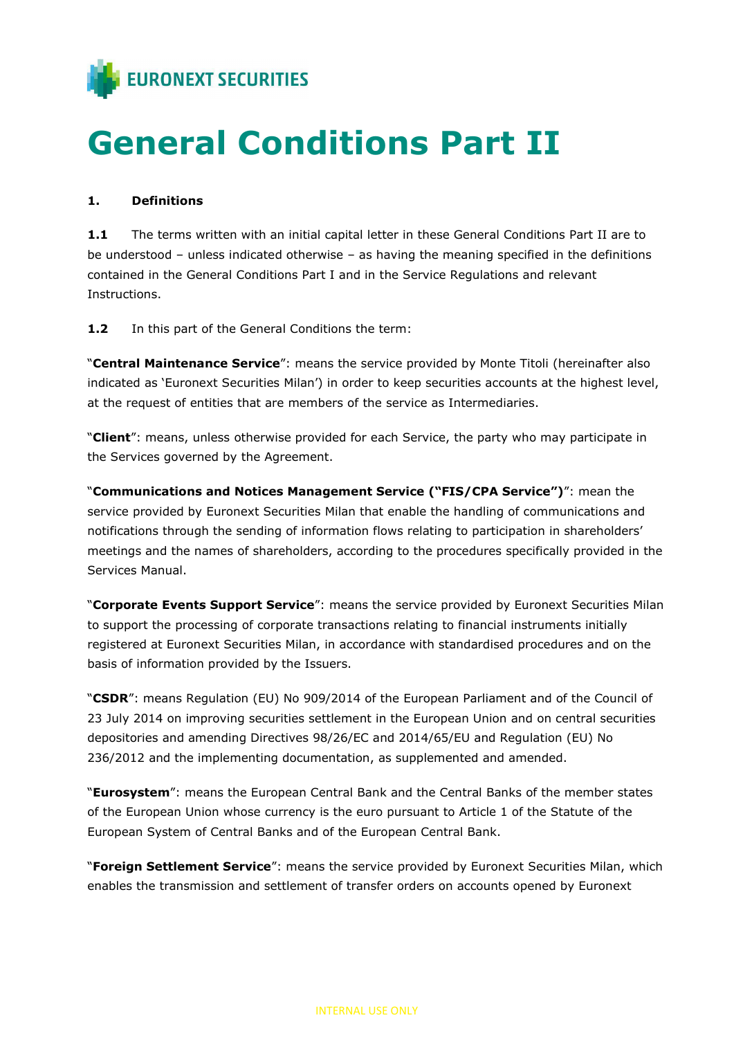EURONEXT SECURITIES

# General Conditions Part II

**1. Definitions**

**1.1** The terms written with an initial capital letter in these General Conditions Part II are to be understood – unless indicated otherwise – as having the meaning specified in the definitions contained in the General Conditions Part I and in the Service Regulations and relevant Instructions.

**1.2** In this part of the General Conditions the term:

"**Central Maintenance Service**": means the service provided by Monte Titoli (hereinafter also indicated as 'Euronext Securities Milan') in order to keep securities accounts at the highest level, at the request of entities that are members of the service as Intermediaries.

"**Client**": means, unless otherwise provided for each Service, the party who may participate in the Services governed by the Agreement.

"**Communications and Notices Management Service ("FIS/CPA Service")**": mean the service provided by Euronext Securities Milan that enable the handling of communications and notifications through the sending of information flows relating to participation in shareholders' meetings and the names of shareholders, according to the procedures specifically provided in the Services Manual.

"**Corporate Events Support Service**": means the service provided by Euronext Securities Milan to support the processing of corporate transactions relating to financial instruments initially registered at Euronext Securities Milan, in accordance with standardised procedures and on the basis of information provided by the Issuers.

"**CSDR**": means Regulation (EU) No 909/2014 of the European Parliament and of the Council of 23 July 2014 on improving securities settlement in the European Union and on central securities depositories and amending Directives 98/26/EC and 2014/65/EU and Regulation (EU) No 236/2012 and the implementing documentation, as supplemented and amended.

"**Eurosystem**": means the European Central Bank and the Central Banks of the member states of the European Union whose currency is the euro pursuant to Article 1 of the Statute of the European System of Central Banks and of the European Central Bank.

"**Foreign Settlement Service**": means the service provided by Euronext Securities Milan, which enables the transmission and settlement of transfer orders on accounts opened by Euronext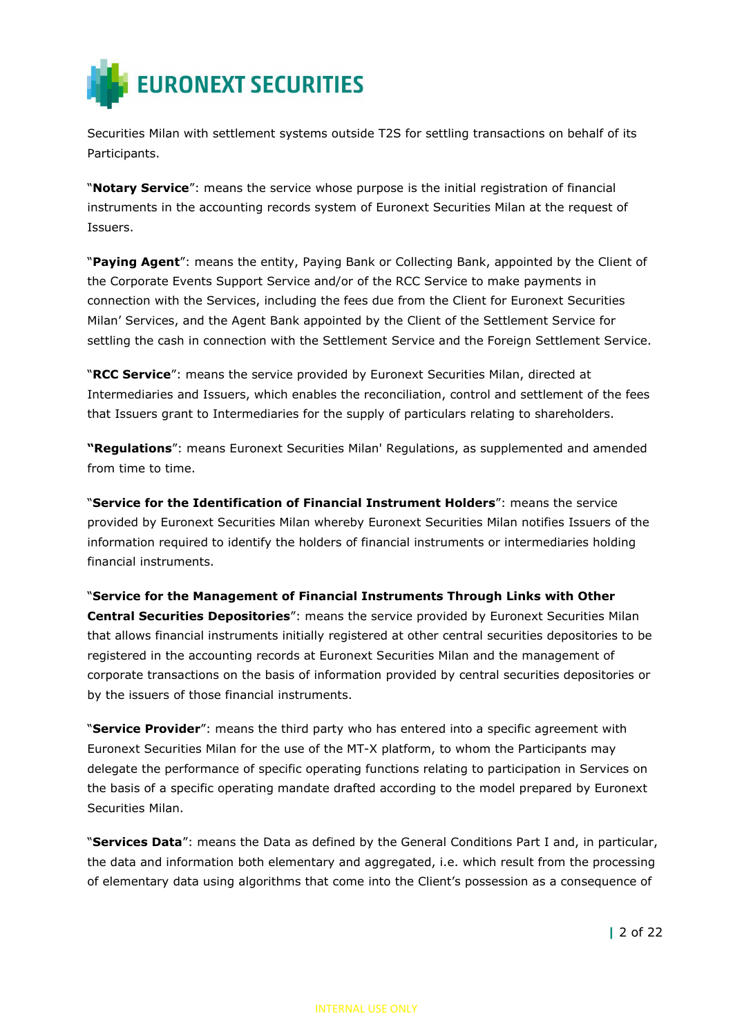Securities Milan with settlement systems outside T2S for settling transactions on behalf of its Participants.

"**Notary Service**": means the service whose purpose is the initial registration of financial instruments in the accounting records system of Euronext Securities Milan at the request of Issuers.

"**Paying Agent**": means the entity, Paying Bank or Collecting Bank, appointed by the Client of the Corporate Events Support Service and/or of the RCC Service to make payments in connection with the Services, including the fees due from the Client for Euronext Securities Milan' Services, and the Agent Bank appointed by the Client of the Settlement Service for settling the cash in connection with the Settlement Service and the Foreign Settlement Service.

"**RCC Service**": means the service provided by Euronext Securities Milan, directed at Intermediaries and Issuers, which enables the reconciliation, control and settlement of the fees that Issuers grant to Intermediaries for the supply of particulars relating to shareholders.

**"Regulations**": means Euronext Securities Milan' Regulations, as supplemented and amended from time to time.

"**Service for the Identification of Financial Instrument Holders**": means the service provided by Euronext Securities Milan whereby Euronext Securities Milan notifies Issuers of the information required to identify the holders of financial instruments or intermediaries holding financial instruments.

"**Service for the Management of Financial Instruments Through Links with Other Central Securities Depositories**": means the service provided by Euronext Securities Milan that allows financial instruments initially registered at other central securities depositories to be registered in the accounting records at Euronext Securities Milan and the management of corporate transactions on the basis of information provided by central securities depositories or by the issuers of those financial instruments.

"**Service Provider**": means the third party who has entered into a specific agreement with Euronext Securities Milan for the use of the MT-X platform, to whom the Participants may delegate the performance of specific operating functions relating to participation in Services on the basis of a specific operating mandate drafted according to the model prepared by Euronext Securities Milan.

"**Services Data**": means the Data as defined by the General Conditions Part I and, in particular, the data and information both elementary and aggregated, i.e. which result from the processing of elementary data using algorithms that come into the Client's possession as a consequence of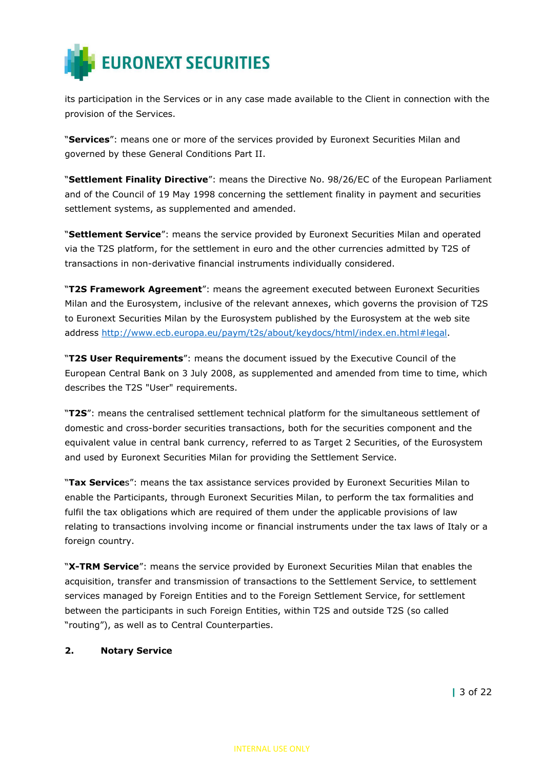its participation in the Services or in any case made available to the Client in connection with the provision of the Services.

"**Services**": means one or more of the services provided by Euronext Securities Milan and governed by these General Conditions Part II.

"**Settlement Finality Directive**": means the Directive No. 98/26/EC of the European Parliament and of the Council of 19 May 1998 concerning the settlement finality in payment and securities settlement systems, as supplemented and amended.

"**Settlement Service**": means the service provided by Euronext Securities Milan and operated via the T2S platform, for the settlement in euro and the other currencies admitted by T2S of transactions in non-derivative financial instruments individually considered.

"**T2S Framework Agreement**": means the agreement executed between Euronext Securities Milan and the Eurosystem, inclusive of the relevant annexes, which governs the provision of T2S to Euronext Securities Milan by the Eurosystem published by the Eurosystem at the web site address http://www.ecb.europa.eu/paym/t2s/about/keydocs/html/index.en.html#legal.

"**T2S User Requirements**": means the document issued by the Executive Council of the European Central Bank on 3 July 2008, as supplemented and amended from time to time, which describes the T2S "User" requirements.

"**T2S**": means the centralised settlement technical platform for the simultaneous settlement of domestic and cross-border securities transactions, both for the securities component and the equivalent value in central bank currency, referred to as Target 2 Securities, of the Eurosystem and used by Euronext Securities Milan for providing the Settlement Service.

"**Tax Service**s": means the tax assistance services provided by Euronext Securities Milan to enable the Participants, through Euronext Securities Milan, to perform the tax formalities and fulfil the tax obligations which are required of them under the applicable provisions of law relating to transactions involving income or financial instruments under the tax laws of Italy or a foreign country.

"**X-TRM Service**": means the service provided by Euronext Securities Milan that enables the acquisition, transfer and transmission of transactions to the Settlement Service, to settlement services managed by Foreign Entities and to the Foreign Settlement Service, for settlement between the participants in such Foreign Entities, within T2S and outside T2S (so called "routing"), as well as to Central Counterparties.

## 2. Notary Service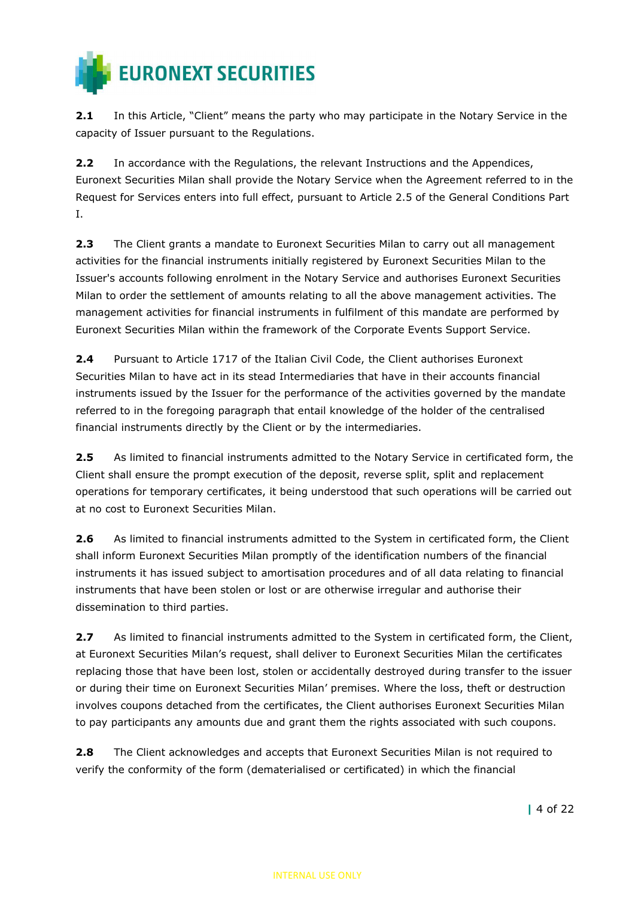**2.1** In this Article, "Client" means the party who may participate in the Notary Service in the capacity of Issuer pursuant to the Regulations.

**2.2** In accordance with the Regulations, the relevant Instructions and the Appendices, Euronext Securities Milan shall provide the Notary Service when the Agreement referred to in the Request for Services enters into full effect, pursuant to Article 2.5 of the General Conditions Part I.

**2.3** The Client grants a mandate to Euronext Securities Milan to carry out all management activities for the financial instruments initially registered by Euronext Securities Milan to the Issuer's accounts following enrolment in the Notary Service and authorises Euronext Securities Milan to order the settlement of amounts relating to all the above management activities. The management activities for financial instruments in fulfilment of this mandate are performed by Euronext Securities Milan within the framework of the Corporate Events Support Service.

**2.4** Pursuant to Article 1717 of the Italian Civil Code, the Client authorises Euronext Securities Milan to have act in its stead Intermediaries that have in their accounts financial instruments issued by the Issuer for the performance of the activities governed by the mandate referred to in the foregoing paragraph that entail knowledge of the holder of the centralised financial instruments directly by the Client or by the intermediaries.

**2.5** As limited to financial instruments admitted to the Notary Service in certificated form, the Client shall ensure the prompt execution of the deposit, reverse split, split and replacement operations for temporary certificates, it being understood that such operations will be carried out at no cost to Euronext Securities Milan.

**2.6** As limited to financial instruments admitted to the System in certificated form, the Client shall inform Euronext Securities Milan promptly of the identification numbers of the financial instruments it has issued subject to amortisation procedures and of all data relating to financial instruments that have been stolen or lost or are otherwise irregular and authorise their dissemination to third parties.

**2.7** As limited to financial instruments admitted to the System in certificated form, the Client, at Euronext Securities Milan's request, shall deliver to Euronext Securities Milan the certificates replacing those that have been lost, stolen or accidentally destroyed during transfer to the issuer or during their time on Euronext Securities Milan' premises. Where the loss, theft or destruction involves coupons detached from the certificates, the Client authorises Euronext Securities Milan to pay participants any amounts due and grant them the rights associated with such coupons.

**2.8** The Client acknowledges and accepts that Euronext Securities Milan is not required to verify the conformity of the form (dematerialised or certificated) in which the financial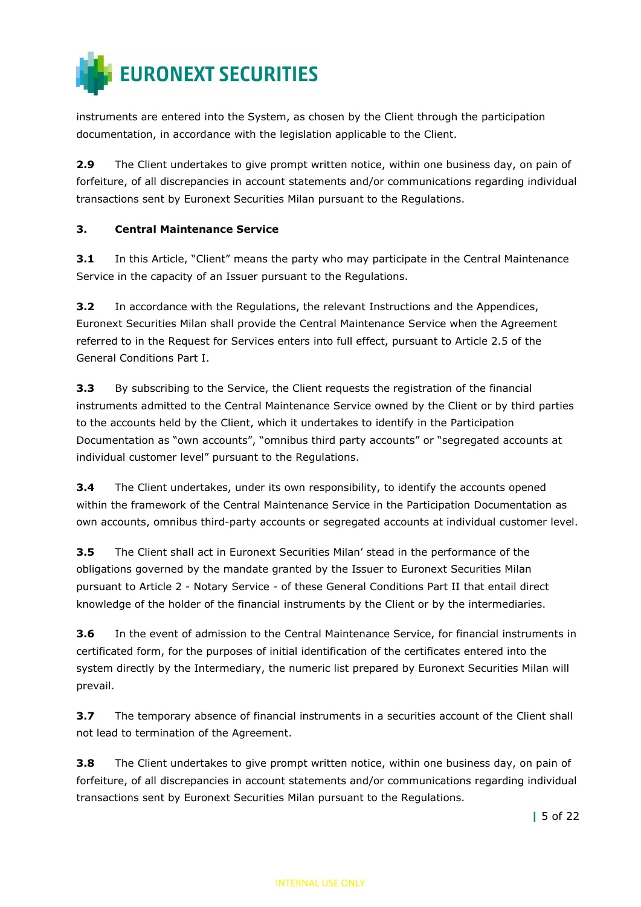instruments are entered into the System, as chosen by the Client through the participation documentation, in accordance with the legislation applicable to the Client.

**2.9** The Client undertakes to give prompt written notice, within one business day, on pain of forfeiture, of all discrepancies in account statements and/or communications regarding individual transactions sent by Euronext Securities Milan pursuant to the Regulations.

### 3. Central Maintenance Service

**3.1** In this Article, "Client" means the party who may participate in the Central Maintenance Service in the capacity of an Issuer pursuant to the Regulations.

**3.2** In accordance with the Regulations, the relevant Instructions and the Appendices, Euronext Securities Milan shall provide the Central Maintenance Service when the Agreement referred to in the Request for Services enters into full effect, pursuant to Article 2.5 of the General Conditions Part I.

**3.3** By subscribing to the Service, the Client requests the registration of the financial instruments admitted to the Central Maintenance Service owned by the Client or by third parties to the accounts held by the Client, which it undertakes to identify in the Participation Documentation as "own accounts", "omnibus third party accounts" or "segregated accounts at individual customer level" pursuant to the Regulations.

**3.4** The Client undertakes, under its own responsibility, to identify the accounts opened within the framework of the Central Maintenance Service in the Participation Documentation as own accounts, omnibus third-party accounts or segregated accounts at individual customer level.

**3.5** The Client shall act in Euronext Securities Milan' stead in the performance of the obligations governed by the mandate granted by the Issuer to Euronext Securities Milan pursuant to Article 2 - Notary Service - of these General Conditions Part II that entail direct knowledge of the holder of the financial instruments by the Client or by the intermediaries.

**3.6** In the event of admission to the Central Maintenance Service, for financial instruments in certificated form, for the purposes of initial identification of the certificates entered into the system directly by the Intermediary, the numeric list prepared by Euronext Securities Milan will prevail.

**3.7** The temporary absence of financial instruments in a securities account of the Client shall not lead to termination of the Agreement.

**3.8** The Client undertakes to give prompt written notice, within one business day, on pain of forfeiture, of all discrepancies in account statements and/or communications regarding individual transactions sent by Euronext Securities Milan pursuant to the Regulations.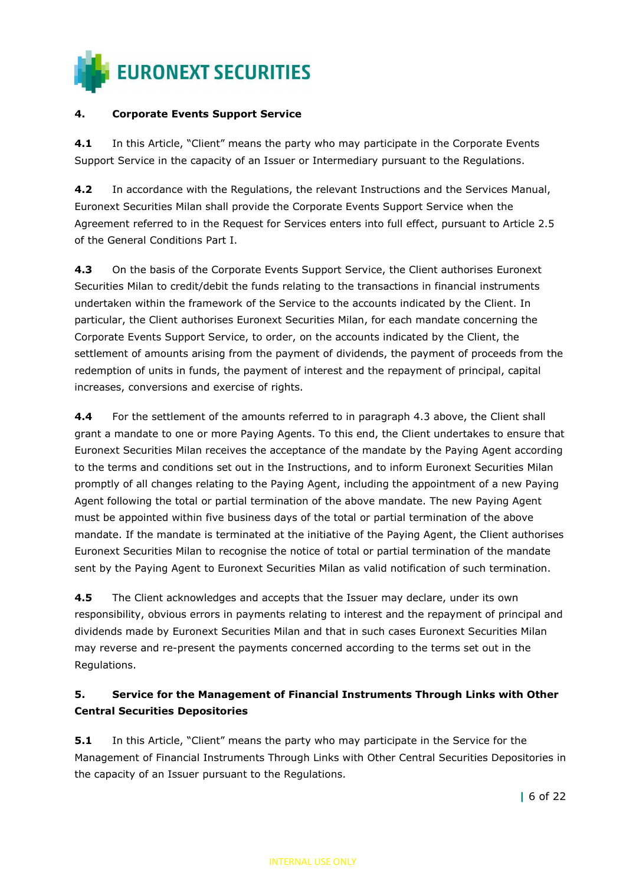## 4. Corporate Events Support Service

**4.1** In this Article, "Client" means the party who may participate in the Corporate Events Support Service in the capacity of an Issuer or Intermediary pursuant to the Regulations.

**4.2** In accordance with the Regulations, the relevant Instructions and the Services Manual, Euronext Securities Milan shall provide the Corporate Events Support Service when the Agreement referred to in the Request for Services enters into full effect, pursuant to Article 2.5 of the General Conditions Part I.

**4.3** On the basis of the Corporate Events Support Service, the Client authorises Euronext Securities Milan to credit/debit the funds relating to the transactions in financial instruments undertaken within the framework of the Service to the accounts indicated by the Client. In particular, the Client authorises Euronext Securities Milan, for each mandate concerning the Corporate Events Support Service, to order, on the accounts indicated by the Client, the settlement of amounts arising from the payment of dividends, the payment of proceeds from the redemption of units in funds, the payment of interest and the repayment of principal, capital increases, conversions and exercise of rights.

**4.4** For the settlement of the amounts referred to in paragraph 4.3 above, the Client shall grant a mandate to one or more Paying Agents. To this end, the Client undertakes to ensure that Euronext Securities Milan receives the acceptance of the mandate by the Paying Agent according to the terms and conditions set out in the Instructions, and to inform Euronext Securities Milan promptly of all changes relating to the Paying Agent, including the appointment of a new Paying Agent following the total or partial termination of the above mandate. The new Paying Agent must be appointed within five business days of the total or partial termination of the above mandate. If the mandate is terminated at the initiative of the Paying Agent, the Client authorises Euronext Securities Milan to recognise the notice of total or partial termination of the mandate sent by the Paying Agent to Euronext Securities Milan as valid notification of such termination.

**4.5** The Client acknowledges and accepts that the Issuer may declare, under its own responsibility, obvious errors in payments relating to interest and the repayment of principal and dividends made by Euronext Securities Milan and that in such cases Euronext Securities Milan may reverse and re-present the payments concerned according to the terms set out in the Regulations.

## 5. Service for the Management of Financial Instruments Through Links with Other Central Securities Depositories

**5.1** In this Article, "Client" means the party who may participate in the Service for the Management of Financial Instruments Through Links with Other Central Securities Depositories in the capacity of an Issuer pursuant to the Regulations.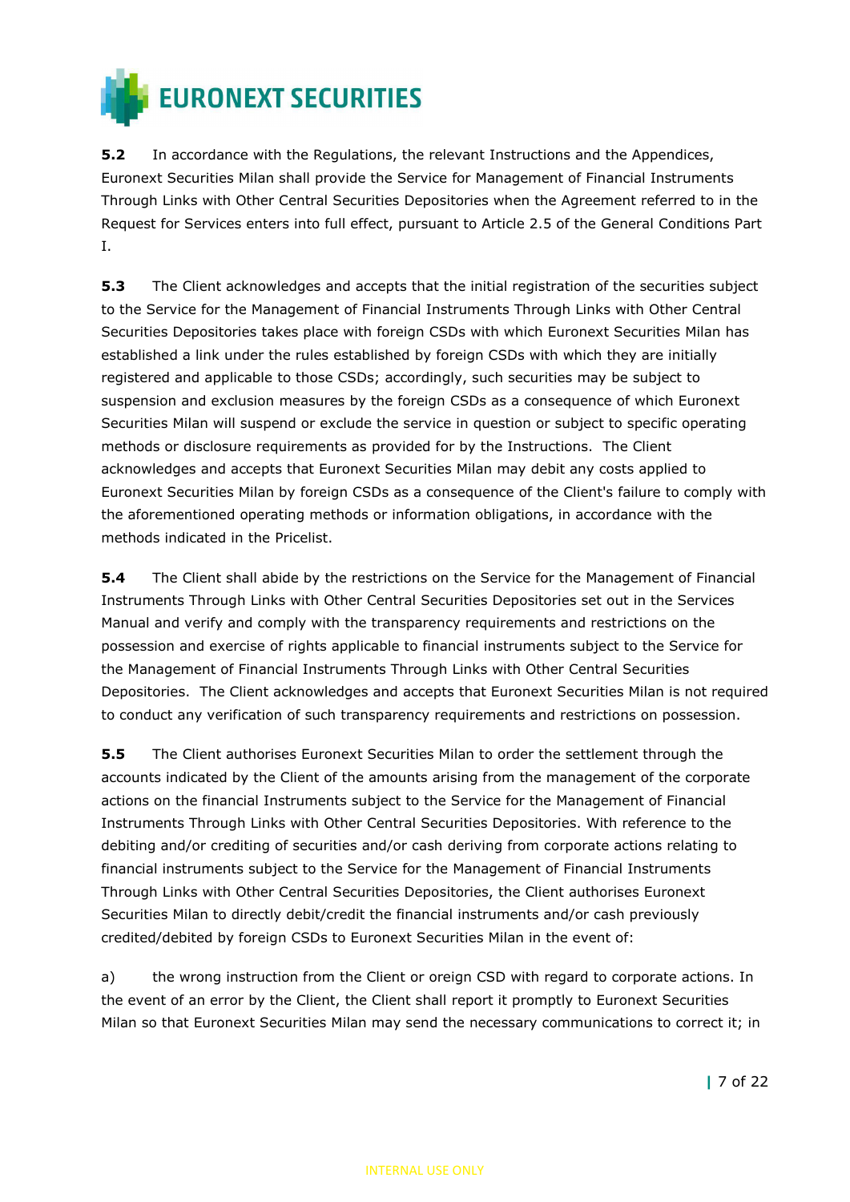**5.2** In accordance with the Regulations, the relevant Instructions and the Appendices, Euronext Securities Milan shall provide the Service for Management of Financial Instruments Through Links with Other Central Securities Depositories when the Agreement referred to in the Request for Services enters into full effect, pursuant to Article 2.5 of the General Conditions Part I.

**5.3** The Client acknowledges and accepts that the initial registration of the securities subject to the Service for the Management of Financial Instruments Through Links with Other Central Securities Depositories takes place with foreign CSDs with which Euronext Securities Milan has established a link under the rules established by foreign CSDs with which they are initially registered and applicable to those CSDs; accordingly, such securities may be subject to suspension and exclusion measures by the foreign CSDs as a consequence of which Euronext Securities Milan will suspend or exclude the service in question or subject to specific operating methods or disclosure requirements as provided for by the Instructions. The Client acknowledges and accepts that Euronext Securities Milan may debit any costs applied to Euronext Securities Milan by foreign CSDs as a consequence of the Client's failure to comply with the aforementioned operating methods or information obligations, in accordance with the methods indicated in the Pricelist.

**5.4** The Client shall abide by the restrictions on the Service for the Management of Financial Instruments Through Links with Other Central Securities Depositories set out in the Services Manual and verify and comply with the transparency requirements and restrictions on the possession and exercise of rights applicable to financial instruments subject to the Service for the Management of Financial Instruments Through Links with Other Central Securities Depositories. The Client acknowledges and accepts that Euronext Securities Milan is not required to conduct any verification of such transparency requirements and restrictions on possession.

**5.5** The Client authorises Euronext Securities Milan to order the settlement through the accounts indicated by the Client of the amounts arising from the management of the corporate actions on the financial Instruments subject to the Service for the Management of Financial Instruments Through Links with Other Central Securities Depositories. With reference to the debiting and/or crediting of securities and/or cash deriving from corporate actions relating to financial instruments subject to the Service for the Management of Financial Instruments Through Links with Other Central Securities Depositories, the Client authorises Euronext Securities Milan to directly debit/credit the financial instruments and/or cash previously credited/debited by foreign CSDs to Euronext Securities Milan in the event of:

a) the wrong instruction from the Client or oreign CSD with regard to corporate actions. In the event of an error by the Client, the Client shall report it promptly to Euronext Securities Milan so that Euronext Securities Milan may send the necessary communications to correct it; in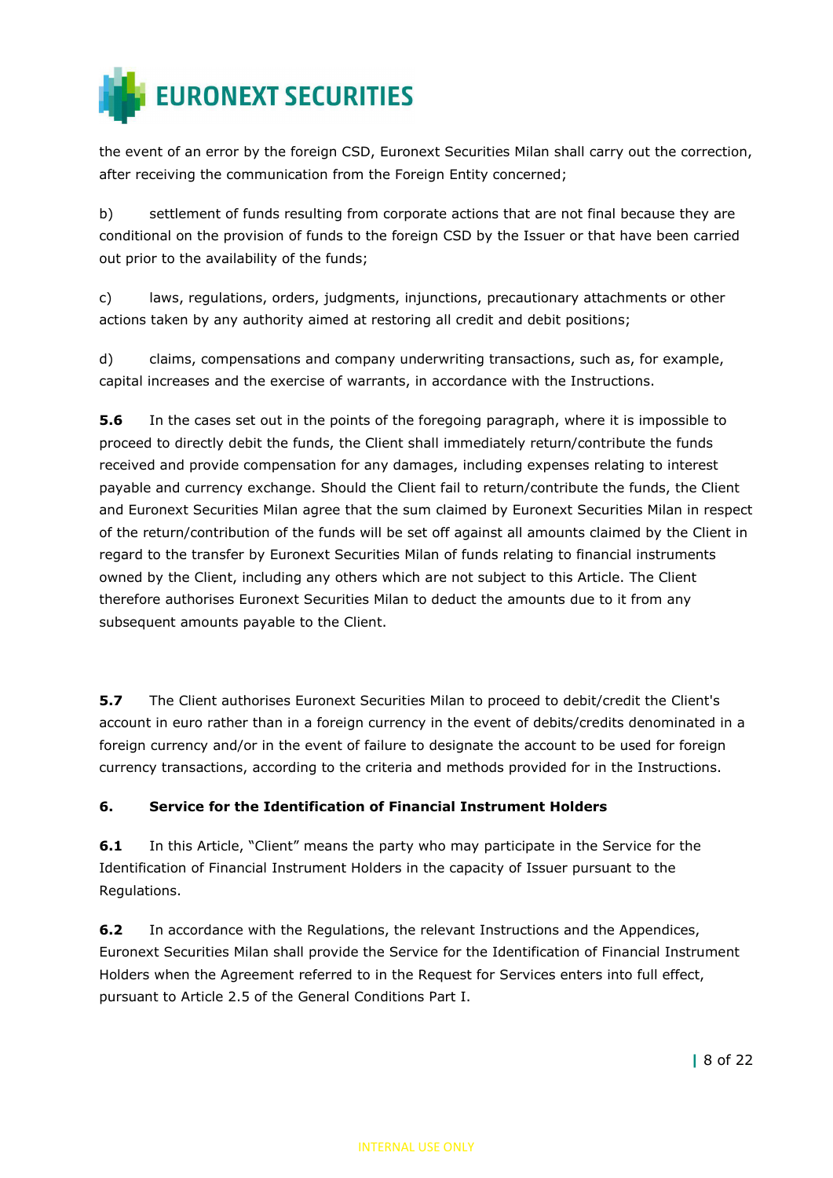the event of an error by the foreign CSD, Euronext Securities Milan shall carry out the correction, after receiving the communication from the Foreign Entity concerned;

b) settlement of funds resulting from corporate actions that are not final because they are conditional on the provision of funds to the foreign CSD by the Issuer or that have been carried out prior to the availability of the funds;

c) laws, regulations, orders, judgments, injunctions, precautionary attachments or other actions taken by any authority aimed at restoring all credit and debit positions;

d) claims, compensations and company underwriting transactions, such as, for example, capital increases and the exercise of warrants, in accordance with the Instructions.

**5.6** In the cases set out in the points of the foregoing paragraph, where it is impossible to proceed to directly debit the funds, the Client shall immediately return/contribute the funds received and provide compensation for any damages, including expenses relating to interest payable and currency exchange. Should the Client fail to return/contribute the funds, the Client and Euronext Securities Milan agree that the sum claimed by Euronext Securities Milan in respect of the return/contribution of the funds will be set off against all amounts claimed by the Client in regard to the transfer by Euronext Securities Milan of funds relating to financial instruments owned by the Client, including any others which are not subject to this Article. The Client therefore authorises Euronext Securities Milan to deduct the amounts due to it from any subsequent amounts payable to the Client.

**5.7** The Client authorises Euronext Securities Milan to proceed to debit/credit the Client's account in euro rather than in a foreign currency in the event of debits/credits denominated in a foreign currency and/or in the event of failure to designate the account to be used for foreign currency transactions, according to the criteria and methods provided for in the Instructions.

## 6. Service for the Identification of Financial Instrument Holders

**6.1** In this Article, “Client” means the party who may participate in the Service for the Identification of Financial Instrument Holders in the capacity of Issuer pursuant to the Regulations.

**6.2** In accordance with the Regulations, the relevant Instructions and the Appendices, Euronext Securities Milan shall provide the Service for the Identification of Financial Instrument Holders when the Agreement referred to in the Request for Services enters into full effect, pursuant to Article 2.5 of the General Conditions Part I.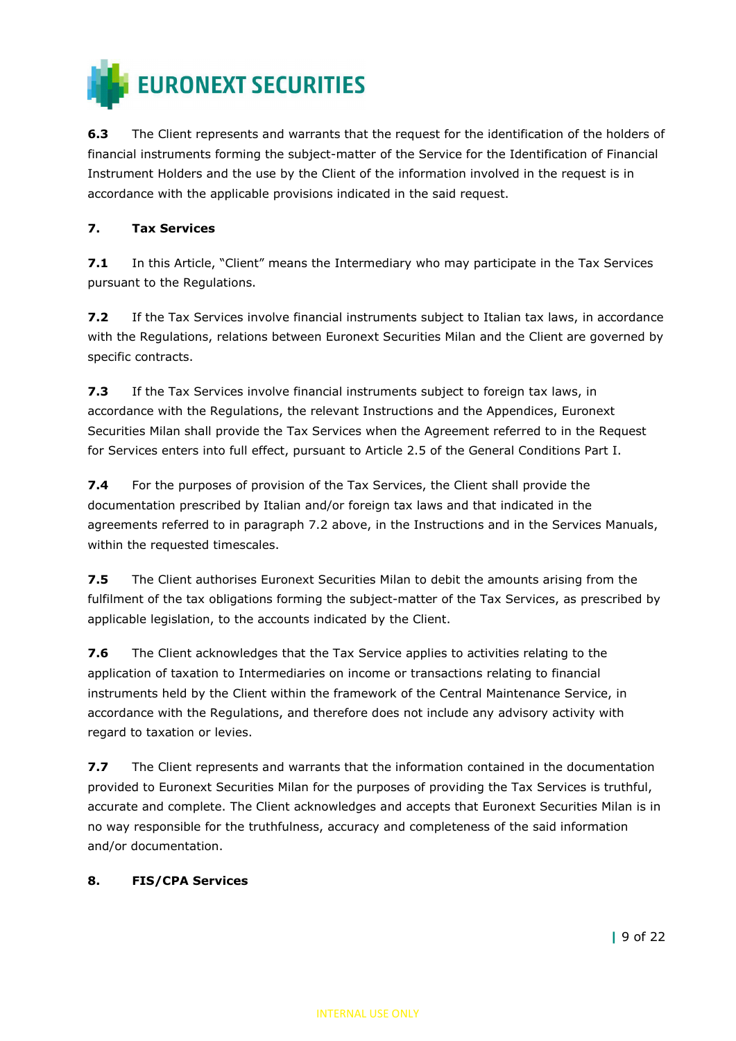**6.3** The Client represents and warrants that the request for the identification of the holders of financial instruments forming the subject-matter of the Service for the Identification of Financial Instrument Holders and the use by the Client of the information involved in the request is in accordance with the applicable provisions indicated in the said request.

## 7. Tax Services

**7.1** In this Article, "Client" means the Intermediary who may participate in the Tax Services pursuant to the Regulations.

**7.2** If the Tax Services involve financial instruments subject to Italian tax laws, in accordance with the Regulations, relations between Euronext Securities Milan and the Client are governed by specific contracts.

**7.3** If the Tax Services involve financial instruments subject to foreign tax laws, in accordance with the Regulations, the relevant Instructions and the Appendices, Euronext Securities Milan shall provide the Tax Services when the Agreement referred to in the Request for Services enters into full effect, pursuant to Article 2.5 of the General Conditions Part I.

**7.4** For the purposes of provision of the Tax Services, the Client shall provide the documentation prescribed by Italian and/or foreign tax laws and that indicated in the agreements referred to in paragraph 7.2 above, in the Instructions and in the Services Manuals, within the requested timescales.

**7.5** The Client authorises Euronext Securities Milan to debit the amounts arising from the fulfilment of the tax obligations forming the subject-matter of the Tax Services, as prescribed by applicable legislation, to the accounts indicated by the Client.

**7.6** The Client acknowledges that the Tax Service applies to activities relating to the application of taxation to Intermediaries on income or transactions relating to financial instruments held by the Client within the framework of the Central Maintenance Service, in accordance with the Regulations, and therefore does not include any advisory activity with regard to taxation or levies.

**7.7** The Client represents and warrants that the information contained in the documentation provided to Euronext Securities Milan for the purposes of providing the Tax Services is truthful, accurate and complete. The Client acknowledges and accepts that Euronext Securities Milan is in no way responsible for the truthfulness, accuracy and completeness of the said information and/or documentation.

## 8. FIS/CPA Services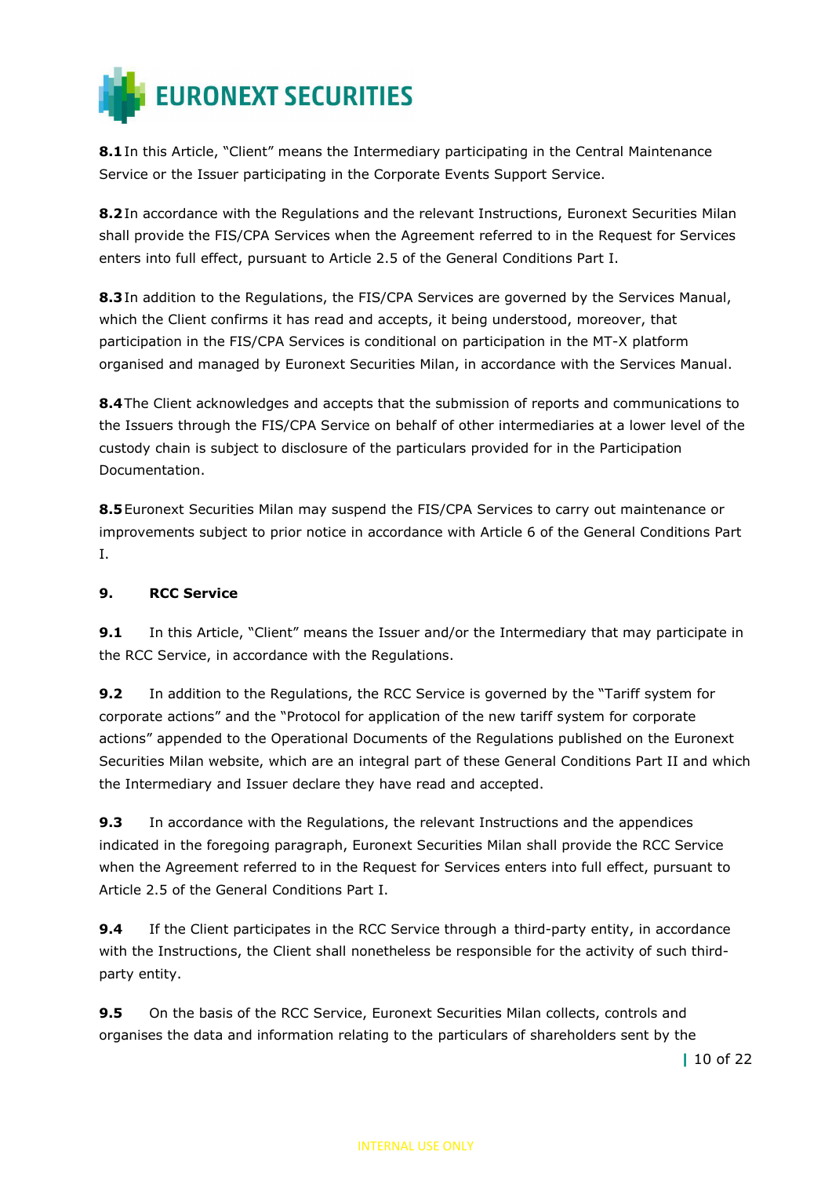**8.1** In this Article, "Client" means the Intermediary participating in the Central Maintenance Service or the Issuer participating in the Corporate Events Support Service.

**8.2** In accordance with the Regulations and the relevant Instructions, Euronext Securities Milan shall provide the FIS/CPA Services when the Agreement referred to in the Request for Services enters into full effect, pursuant to Article 2.5 of the General Conditions Part I.

**8.3** In addition to the Regulations, the FIS/CPA Services are governed by the Services Manual, which the Client confirms it has read and accepts, it being understood, moreover, that participation in the FIS/CPA Services is conditional on participation in the MT-X platform organised and managed by Euronext Securities Milan, in accordance with the Services Manual.

**8.4** The Client acknowledges and accepts that the submission of reports and communications to the Issuers through the FIS/CPA Service on behalf of other intermediaries at a lower level of the custody chain is subject to disclosure of the particulars provided for in the Participation Documentation.

**8.5** Euronext Securities Milan may suspend the FIS/CPA Services to carry out maintenance or improvements subject to prior notice in accordance with Article 6 of the General Conditions Part I.

## 9. RCC Service

**9.1** In this Article, "Client" means the Issuer and/or the Intermediary that may participate in the RCC Service, in accordance with the Regulations.

**9.2** In addition to the Regulations, the RCC Service is governed by the "Tariff system for corporate actions" and the "Protocol for application of the new tariff system for corporate actions" appended to the Operational Documents of the Regulations published on the Euronext Securities Milan website, which are an integral part of these General Conditions Part II and which the Intermediary and Issuer declare they have read and accepted.

**9.3** In accordance with the Regulations, the relevant Instructions and the appendices indicated in the foregoing paragraph, Euronext Securities Milan shall provide the RCC Service when the Agreement referred to in the Request for Services enters into full effect, pursuant to Article 2.5 of the General Conditions Part I.

**9.4** If the Client participates in the RCC Service through a third-party entity, in accordance with the Instructions, the Client shall nonetheless be responsible for the activity of such third-party entity.

**9.5** On the basis of the RCC Service, Euronext Securities Milan collects, controls and organises the data and information relating to the particulars of shareholders sent by the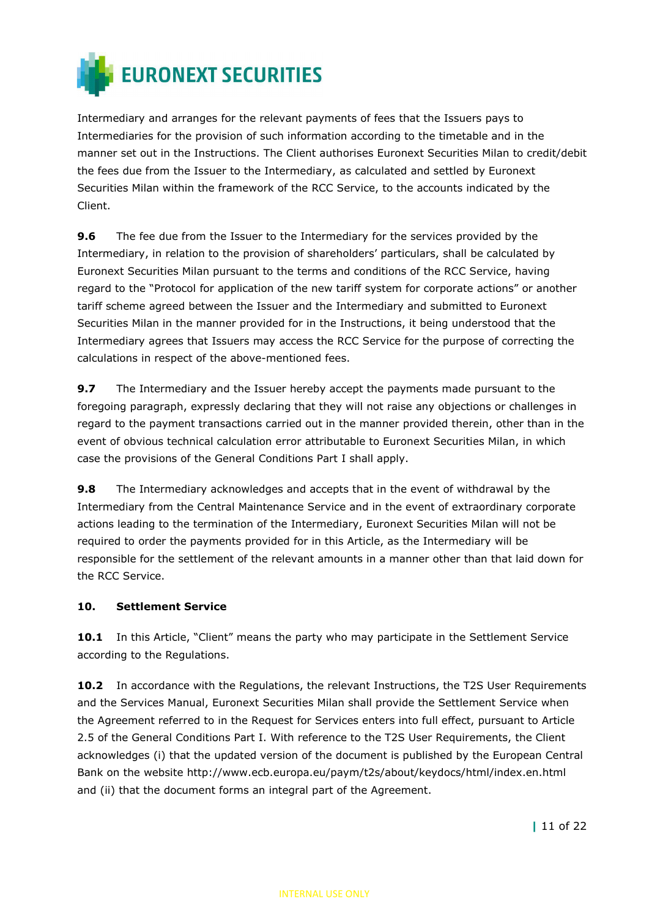Intermediary and arranges for the relevant payments of fees that the Issuers pays to Intermediaries for the provision of such information according to the timetable and in the manner set out in the Instructions. The Client authorises Euronext Securities Milan to credit/debit the fees due from the Issuer to the Intermediary, as calculated and settled by Euronext Securities Milan within the framework of the RCC Service, to the accounts indicated by the Client.

**9.6** The fee due from the Issuer to the Intermediary for the services provided by the Intermediary, in relation to the provision of shareholders' particulars, shall be calculated by Euronext Securities Milan pursuant to the terms and conditions of the RCC Service, having regard to the "Protocol for application of the new tariff system for corporate actions" or another tariff scheme agreed between the Issuer and the Intermediary and submitted to Euronext Securities Milan in the manner provided for in the Instructions, it being understood that the Intermediary agrees that Issuers may access the RCC Service for the purpose of correcting the calculations in respect of the above-mentioned fees.

**9.7** The Intermediary and the Issuer hereby accept the payments made pursuant to the foregoing paragraph, expressly declaring that they will not raise any objections or challenges in regard to the payment transactions carried out in the manner provided therein, other than in the event of obvious technical calculation error attributable to Euronext Securities Milan, in which case the provisions of the General Conditions Part I shall apply.

**9.8** The Intermediary acknowledges and accepts that in the event of withdrawal by the Intermediary from the Central Maintenance Service and in the event of extraordinary corporate actions leading to the termination of the Intermediary, Euronext Securities Milan will not be required to order the payments provided for in this Article, as the Intermediary will be responsible for the settlement of the relevant amounts in a manner other than that laid down for the RCC Service.

**10. Settlement Service**

**10.1** In this Article, "Client" means the party who may participate in the Settlement Service according to the Regulations.

**10.2** In accordance with the Regulations, the relevant Instructions, the T2S User Requirements and the Services Manual, Euronext Securities Milan shall provide the Settlement Service when the Agreement referred to in the Request for Services enters into full effect, pursuant to Article 2.5 of the General Conditions Part I. With reference to the T2S User Requirements, the Client acknowledges (i) that the updated version of the document is published by the European Central Bank on the website http://www.ecb.europa.eu/paym/t2s/about/keydocs/html/index.en.html and (ii) that the document forms an integral part of the Agreement.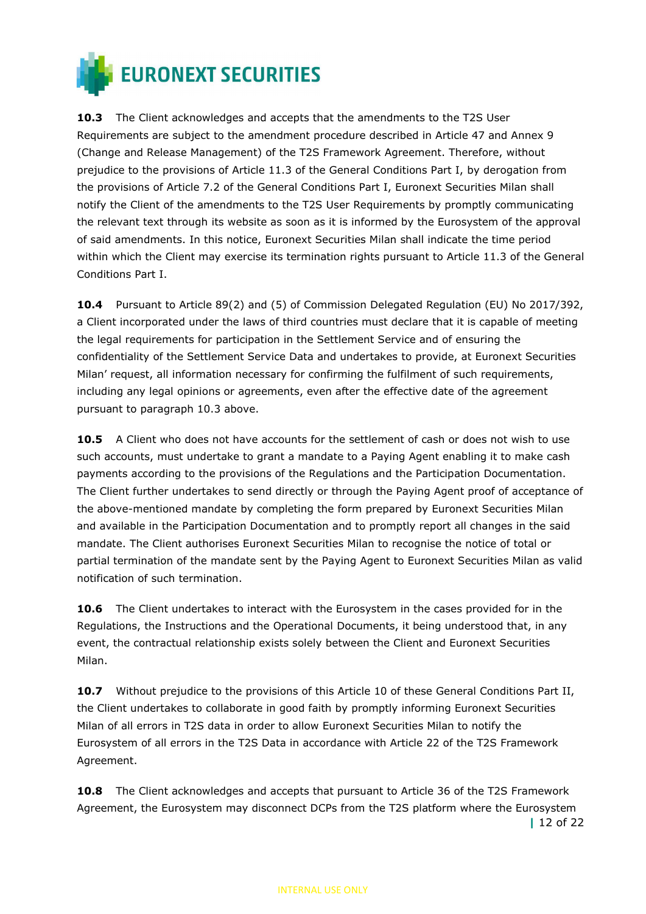**10.3** The Client acknowledges and accepts that the amendments to the T2S User Requirements are subject to the amendment procedure described in Article 47 and Annex 9 (Change and Release Management) of the T2S Framework Agreement. Therefore, without prejudice to the provisions of Article 11.3 of the General Conditions Part I, by derogation from the provisions of Article 7.2 of the General Conditions Part I, Euronext Securities Milan shall notify the Client of the amendments to the T2S User Requirements by promptly communicating the relevant text through its website as soon as it is informed by the Eurosystem of the approval of said amendments. In this notice, Euronext Securities Milan shall indicate the time period within which the Client may exercise its termination rights pursuant to Article 11.3 of the General Conditions Part I.

**10.4** Pursuant to Article 89(2) and (5) of Commission Delegated Regulation (EU) No 2017/392, a Client incorporated under the laws of third countries must declare that it is capable of meeting the legal requirements for participation in the Settlement Service and of ensuring the confidentiality of the Settlement Service Data and undertakes to provide, at Euronext Securities Milan' request, all information necessary for confirming the fulfilment of such requirements, including any legal opinions or agreements, even after the effective date of the agreement pursuant to paragraph 10.3 above.

**10.5** A Client who does not have accounts for the settlement of cash or does not wish to use such accounts, must undertake to grant a mandate to a Paying Agent enabling it to make cash payments according to the provisions of the Regulations and the Participation Documentation. The Client further undertakes to send directly or through the Paying Agent proof of acceptance of the above-mentioned mandate by completing the form prepared by Euronext Securities Milan and available in the Participation Documentation and to promptly report all changes in the said mandate. The Client authorises Euronext Securities Milan to recognise the notice of total or partial termination of the mandate sent by the Paying Agent to Euronext Securities Milan as valid notification of such termination.

**10.6** The Client undertakes to interact with the Eurosystem in the cases provided for in the Regulations, the Instructions and the Operational Documents, it being understood that, in any event, the contractual relationship exists solely between the Client and Euronext Securities Milan.

**10.7** Without prejudice to the provisions of this Article 10 of these General Conditions Part II, the Client undertakes to collaborate in good faith by promptly informing Euronext Securities Milan of all errors in T2S data in order to allow Euronext Securities Milan to notify the Eurosystem of all errors in the T2S Data in accordance with Article 22 of the T2S Framework Agreement.

**10.8** The Client acknowledges and accepts that pursuant to Article 36 of the T2S Framework Agreement, the Eurosystem may disconnect DCPs from the T2S platform where the Eurosystem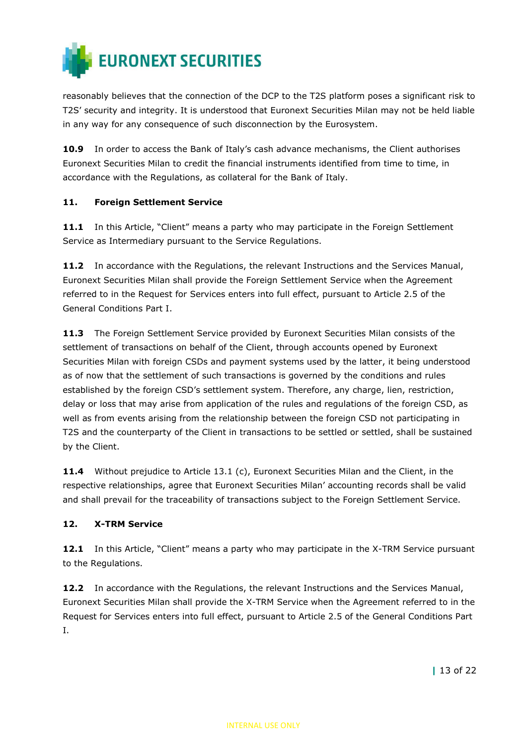reasonably believes that the connection of the DCP to the T2S platform poses a significant risk to T2S' security and integrity. It is understood that Euronext Securities Milan may not be held liable in any way for any consequence of such disconnection by the Eurosystem.

**10.9** In order to access the Bank of Italy's cash advance mechanisms, the Client authorises Euronext Securities Milan to credit the financial instruments identified from time to time, in accordance with the Regulations, as collateral for the Bank of Italy.

### 11. Foreign Settlement Service

**11.1** In this Article, "Client" means a party who may participate in the Foreign Settlement Service as Intermediary pursuant to the Service Regulations.

**11.2** In accordance with the Regulations, the relevant Instructions and the Services Manual, Euronext Securities Milan shall provide the Foreign Settlement Service when the Agreement referred to in the Request for Services enters into full effect, pursuant to Article 2.5 of the General Conditions Part I.

**11.3** The Foreign Settlement Service provided by Euronext Securities Milan consists of the settlement of transactions on behalf of the Client, through accounts opened by Euronext Securities Milan with foreign CSDs and payment systems used by the latter, it being understood as of now that the settlement of such transactions is governed by the conditions and rules established by the foreign CSD's settlement system. Therefore, any charge, lien, restriction, delay or loss that may arise from application of the rules and regulations of the foreign CSD, as well as from events arising from the relationship between the foreign CSD not participating in T2S and the counterparty of the Client in transactions to be settled or settled, shall be sustained by the Client.

**11.4** Without prejudice to Article 13.1 (c), Euronext Securities Milan and the Client, in the respective relationships, agree that Euronext Securities Milan' accounting records shall be valid and shall prevail for the traceability of transactions subject to the Foreign Settlement Service.

### 12. X-TRM Service

**12.1** In this Article, "Client" means a party who may participate in the X-TRM Service pursuant to the Regulations.

**12.2** In accordance with the Regulations, the relevant Instructions and the Services Manual, Euronext Securities Milan shall provide the X-TRM Service when the Agreement referred to in the Request for Services enters into full effect, pursuant to Article 2.5 of the General Conditions Part I.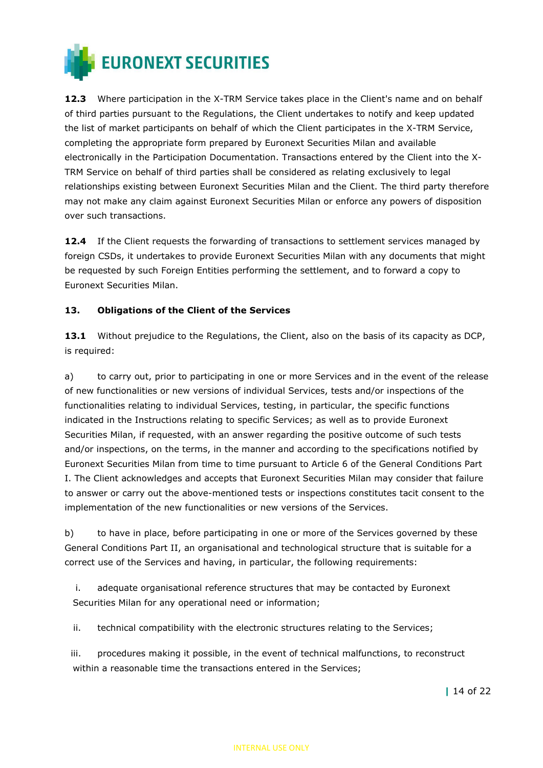**12.3** Where participation in the X-TRM Service takes place in the Client's name and on behalf of third parties pursuant to the Regulations, the Client undertakes to notify and keep updated the list of market participants on behalf of which the Client participates in the X-TRM Service, completing the appropriate form prepared by Euronext Securities Milan and available electronically in the Participation Documentation. Transactions entered by the Client into the X-TRM Service on behalf of third parties shall be considered as relating exclusively to legal relationships existing between Euronext Securities Milan and the Client. The third party therefore may not make any claim against Euronext Securities Milan or enforce any powers of disposition over such transactions.

**12.4** If the Client requests the forwarding of transactions to settlement services managed by foreign CSDs, it undertakes to provide Euronext Securities Milan with any documents that might be requested by such Foreign Entities performing the settlement, and to forward a copy to Euronext Securities Milan.

### 13. Obligations of the Client of the Services

**13.1** Without prejudice to the Regulations, the Client, also on the basis of its capacity as DCP, is required:

a) to carry out, prior to participating in one or more Services and in the event of the release of new functionalities or new versions of individual Services, tests and/or inspections of the functionalities relating to individual Services, testing, in particular, the specific functions indicated in the Instructions relating to specific Services; as well as to provide Euronext Securities Milan, if requested, with an answer regarding the positive outcome of such tests and/or inspections, on the terms, in the manner and according to the specifications notified by Euronext Securities Milan from time to time pursuant to Article 6 of the General Conditions Part I. The Client acknowledges and accepts that Euronext Securities Milan may consider that failure to answer or carry out the above-mentioned tests or inspections constitutes tacit consent to the implementation of the new functionalities or new versions of the Services.

b) to have in place, before participating in one or more of the Services governed by these General Conditions Part II, an organisational and technological structure that is suitable for a correct use of the Services and having, in particular, the following requirements:

i. adequate organisational reference structures that may be contacted by Euronext Securities Milan for any operational need or information;

ii. technical compatibility with the electronic structures relating to the Services;

iii. procedures making it possible, in the event of technical malfunctions, to reconstruct within a reasonable time the transactions entered in the Services;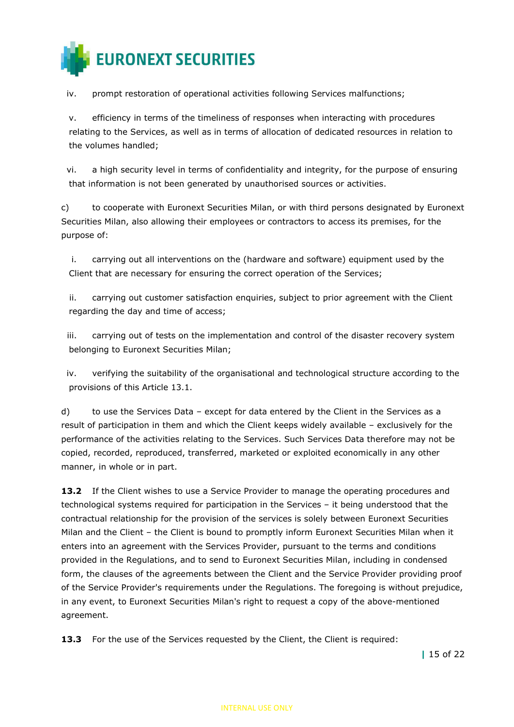iv. prompt restoration of operational activities following Services malfunctions;

v. efficiency in terms of the timeliness of responses when interacting with procedures relating to the Services, as well as in terms of allocation of dedicated resources in relation to the volumes handled;

vi. a high security level in terms of confidentiality and integrity, for the purpose of ensuring that information is not been generated by unauthorised sources or activities.

c) to cooperate with Euronext Securities Milan, or with third persons designated by Euronext Securities Milan, also allowing their employees or contractors to access its premises, for the purpose of:

i. carrying out all interventions on the (hardware and software) equipment used by the Client that are necessary for ensuring the correct operation of the Services;

ii. carrying out customer satisfaction enquiries, subject to prior agreement with the Client regarding the day and time of access;

iii. carrying out of tests on the implementation and control of the disaster recovery system belonging to Euronext Securities Milan;

iv. verifying the suitability of the organisational and technological structure according to the provisions of this Article 13.1.

d) to use the Services Data – except for data entered by the Client in the Services as a result of participation in them and which the Client keeps widely available – exclusively for the performance of the activities relating to the Services. Such Services Data therefore may not be copied, recorded, reproduced, transferred, marketed or exploited economically in any other manner, in whole or in part.

**13.2** If the Client wishes to use a Service Provider to manage the operating procedures and technological systems required for participation in the Services – it being understood that the contractual relationship for the provision of the services is solely between Euronext Securities Milan and the Client – the Client is bound to promptly inform Euronext Securities Milan when it enters into an agreement with the Services Provider, pursuant to the terms and conditions provided in the Regulations, and to send to Euronext Securities Milan, including in condensed form, the clauses of the agreements between the Client and the Service Provider providing proof of the Service Provider's requirements under the Regulations. The foregoing is without prejudice, in any event, to Euronext Securities Milan's right to request a copy of the above-mentioned agreement.

**13.3** For the use of the Services requested by the Client, the Client is required: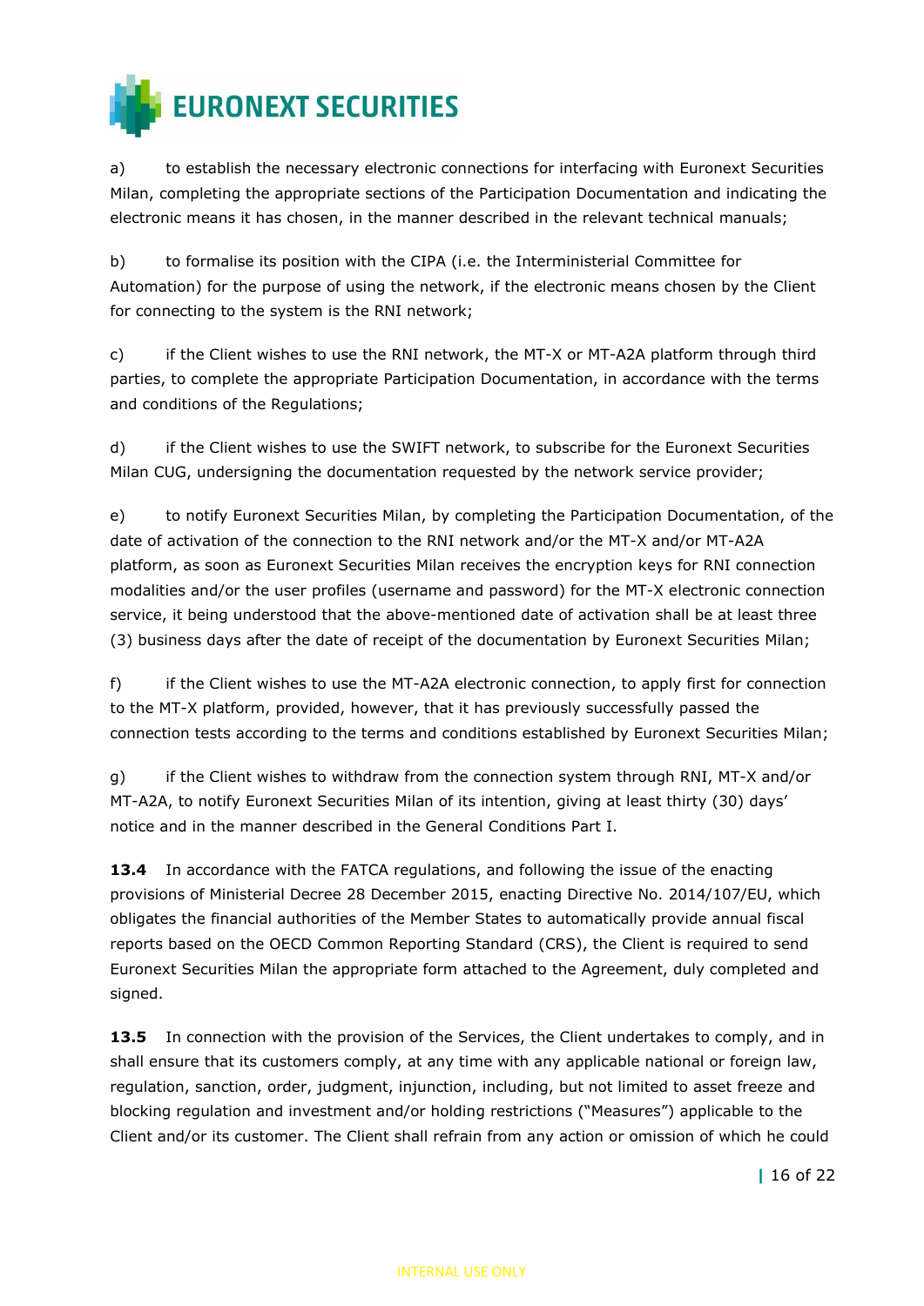a) to establish the necessary electronic connections for interfacing with Euronext Securities Milan, completing the appropriate sections of the Participation Documentation and indicating the electronic means it has chosen, in the manner described in the relevant technical manuals;

b) to formalise its position with the CIPA (i.e. the Interministerial Committee for Automation) for the purpose of using the network, if the electronic means chosen by the Client for connecting to the system is the RNI network;

c) if the Client wishes to use the RNI network, the MT-X or MT-A2A platform through third parties, to complete the appropriate Participation Documentation, in accordance with the terms and conditions of the Regulations;

d) if the Client wishes to use the SWIFT network, to subscribe for the Euronext Securities Milan CUG, undersigning the documentation requested by the network service provider;

e) to notify Euronext Securities Milan, by completing the Participation Documentation, of the date of activation of the connection to the RNI network and/or the MT-X and/or MT-A2A platform, as soon as Euronext Securities Milan receives the encryption keys for RNI connection modalities and/or the user profiles (username and password) for the MT-X electronic connection service, it being understood that the above-mentioned date of activation shall be at least three (3) business days after the date of receipt of the documentation by Euronext Securities Milan;

f) if the Client wishes to use the MT-A2A electronic connection, to apply first for connection to the MT-X platform, provided, however, that it has previously successfully passed the connection tests according to the terms and conditions established by Euronext Securities Milan;

g) if the Client wishes to withdraw from the connection system through RNI, MT-X and/or MT-A2A, to notify Euronext Securities Milan of its intention, giving at least thirty (30) days' notice and in the manner described in the General Conditions Part I.

**13.4** In accordance with the FATCA regulations, and following the issue of the enacting provisions of Ministerial Decree 28 December 2015, enacting Directive No. 2014/107/EU, which obligates the financial authorities of the Member States to automatically provide annual fiscal reports based on the OECD Common Reporting Standard (CRS), the Client is required to send Euronext Securities Milan the appropriate form attached to the Agreement, duly completed and signed.

**13.5** In connection with the provision of the Services, the Client undertakes to comply, and in shall ensure that its customers comply, at any time with any applicable national or foreign law, regulation, sanction, order, judgment, injunction, including, but not limited to asset freeze and blocking regulation and investment and/or holding restrictions ("Measures") applicable to the Client and/or its customer. The Client shall refrain from any action or omission of which he could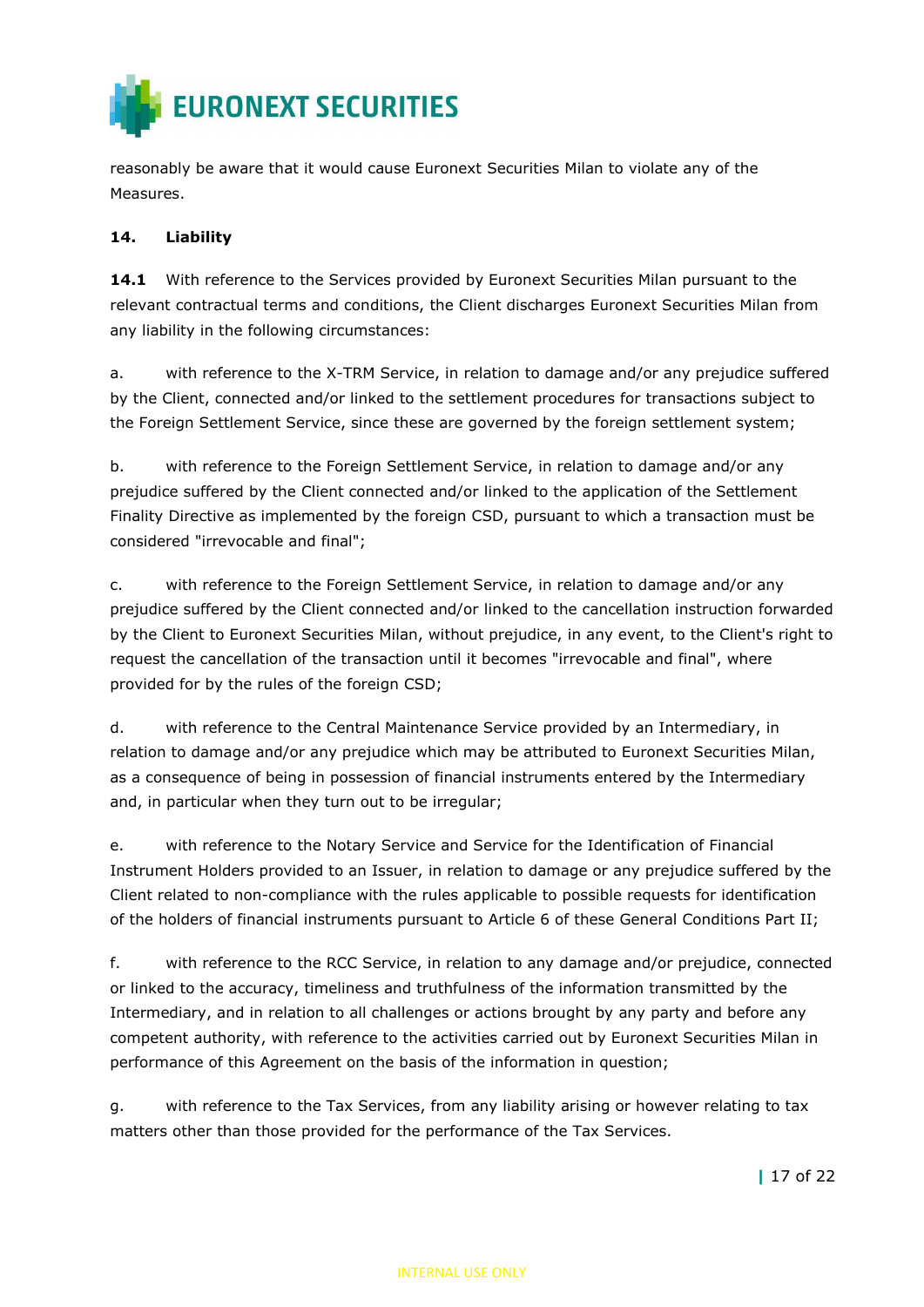reasonably be aware that it would cause Euronext Securities Milan to violate any of the Measures.

## 14. Liability

**14.1** With reference to the Services provided by Euronext Securities Milan pursuant to the relevant contractual terms and conditions, the Client discharges Euronext Securities Milan from any liability in the following circumstances:

a. with reference to the X-TRM Service, in relation to damage and/or any prejudice suffered by the Client, connected and/or linked to the settlement procedures for transactions subject to the Foreign Settlement Service, since these are governed by the foreign settlement system;

b. with reference to the Foreign Settlement Service, in relation to damage and/or any prejudice suffered by the Client connected and/or linked to the application of the Settlement Finality Directive as implemented by the foreign CSD, pursuant to which a transaction must be considered "irrevocable and final";

c. with reference to the Foreign Settlement Service, in relation to damage and/or any prejudice suffered by the Client connected and/or linked to the cancellation instruction forwarded by the Client to Euronext Securities Milan, without prejudice, in any event, to the Client's right to request the cancellation of the transaction until it becomes "irrevocable and final", where provided for by the rules of the foreign CSD;

d. with reference to the Central Maintenance Service provided by an Intermediary, in relation to damage and/or any prejudice which may be attributed to Euronext Securities Milan, as a consequence of being in possession of financial instruments entered by the Intermediary and, in particular when they turn out to be irregular;

e. with reference to the Notary Service and Service for the Identification of Financial Instrument Holders provided to an Issuer, in relation to damage or any prejudice suffered by the Client related to non-compliance with the rules applicable to possible requests for identification of the holders of financial instruments pursuant to Article 6 of these General Conditions Part II;

f. with reference to the RCC Service, in relation to any damage and/or prejudice, connected or linked to the accuracy, timeliness and truthfulness of the information transmitted by the Intermediary, and in relation to all challenges or actions brought by any party and before any competent authority, with reference to the activities carried out by Euronext Securities Milan in performance of this Agreement on the basis of the information in question;

g. with reference to the Tax Services, from any liability arising or however relating to tax matters other than those provided for the performance of the Tax Services.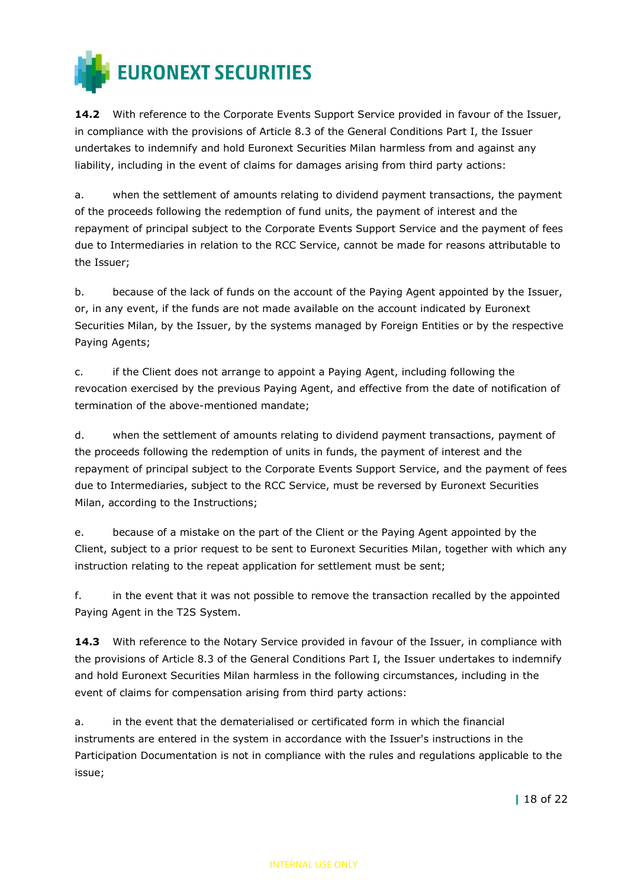**14.2** With reference to the Corporate Events Support Service provided in favour of the Issuer, in compliance with the provisions of Article 8.3 of the General Conditions Part I, the Issuer undertakes to indemnify and hold Euronext Securities Milan harmless from and against any liability, including in the event of claims for damages arising from third party actions:

a. when the settlement of amounts relating to dividend payment transactions, the payment of the proceeds following the redemption of fund units, the payment of interest and the repayment of principal subject to the Corporate Events Support Service and the payment of fees due to Intermediaries in relation to the RCC Service, cannot be made for reasons attributable to the Issuer;

b. because of the lack of funds on the account of the Paying Agent appointed by the Issuer, or, in any event, if the funds are not made available on the account indicated by Euronext Securities Milan, by the Issuer, by the systems managed by Foreign Entities or by the respective Paying Agents;

c. if the Client does not arrange to appoint a Paying Agent, including following the revocation exercised by the previous Paying Agent, and effective from the date of notification of termination of the above-mentioned mandate;

d. when the settlement of amounts relating to dividend payment transactions, payment of the proceeds following the redemption of units in funds, the payment of interest and the repayment of principal subject to the Corporate Events Support Service, and the payment of fees due to Intermediaries, subject to the RCC Service, must be reversed by Euronext Securities Milan, according to the Instructions;

e. because of a mistake on the part of the Client or the Paying Agent appointed by the Client, subject to a prior request to be sent to Euronext Securities Milan, together with which any instruction relating to the repeat application for settlement must be sent;

f. in the event that it was not possible to remove the transaction recalled by the appointed Paying Agent in the T2S System.

**14.3** With reference to the Notary Service provided in favour of the Issuer, in compliance with the provisions of Article 8.3 of the General Conditions Part I, the Issuer undertakes to indemnify and hold Euronext Securities Milan harmless in the following circumstances, including in the event of claims for compensation arising from third party actions:

a. in the event that the dematerialised or certificated form in which the financial instruments are entered in the system in accordance with the Issuer's instructions in the Participation Documentation is not in compliance with the rules and regulations applicable to the issue;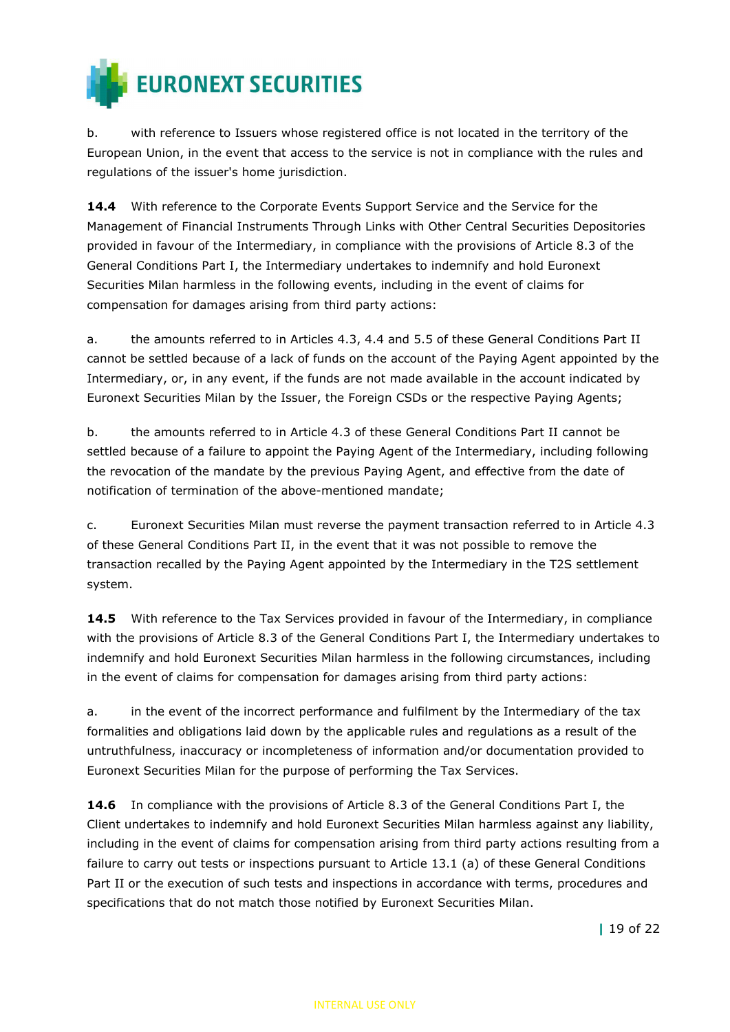b. with reference to Issuers whose registered office is not located in the territory of the European Union, in the event that access to the service is not in compliance with the rules and regulations of the issuer's home jurisdiction.

**14.4** With reference to the Corporate Events Support Service and the Service for the Management of Financial Instruments Through Links with Other Central Securities Depositories provided in favour of the Intermediary, in compliance with the provisions of Article 8.3 of the General Conditions Part I, the Intermediary undertakes to indemnify and hold Euronext Securities Milan harmless in the following events, including in the event of claims for compensation for damages arising from third party actions:

a. the amounts referred to in Articles 4.3, 4.4 and 5.5 of these General Conditions Part II cannot be settled because of a lack of funds on the account of the Paying Agent appointed by the Intermediary, or, in any event, if the funds are not made available in the account indicated by Euronext Securities Milan by the Issuer, the Foreign CSDs or the respective Paying Agents;

b. the amounts referred to in Article 4.3 of these General Conditions Part II cannot be settled because of a failure to appoint the Paying Agent of the Intermediary, including following the revocation of the mandate by the previous Paying Agent, and effective from the date of notification of termination of the above-mentioned mandate;

c. Euronext Securities Milan must reverse the payment transaction referred to in Article 4.3 of these General Conditions Part II, in the event that it was not possible to remove the transaction recalled by the Paying Agent appointed by the Intermediary in the T2S settlement system.

**14.5** With reference to the Tax Services provided in favour of the Intermediary, in compliance with the provisions of Article 8.3 of the General Conditions Part I, the Intermediary undertakes to indemnify and hold Euronext Securities Milan harmless in the following circumstances, including in the event of claims for compensation for damages arising from third party actions:

a. in the event of the incorrect performance and fulfilment by the Intermediary of the tax formalities and obligations laid down by the applicable rules and regulations as a result of the untruthfulness, inaccuracy or incompleteness of information and/or documentation provided to Euronext Securities Milan for the purpose of performing the Tax Services.

**14.6** In compliance with the provisions of Article 8.3 of the General Conditions Part I, the Client undertakes to indemnify and hold Euronext Securities Milan harmless against any liability, including in the event of claims for compensation arising from third party actions resulting from a failure to carry out tests or inspections pursuant to Article 13.1 (a) of these General Conditions Part II or the execution of such tests and inspections in accordance with terms, procedures and specifications that do not match those notified by Euronext Securities Milan.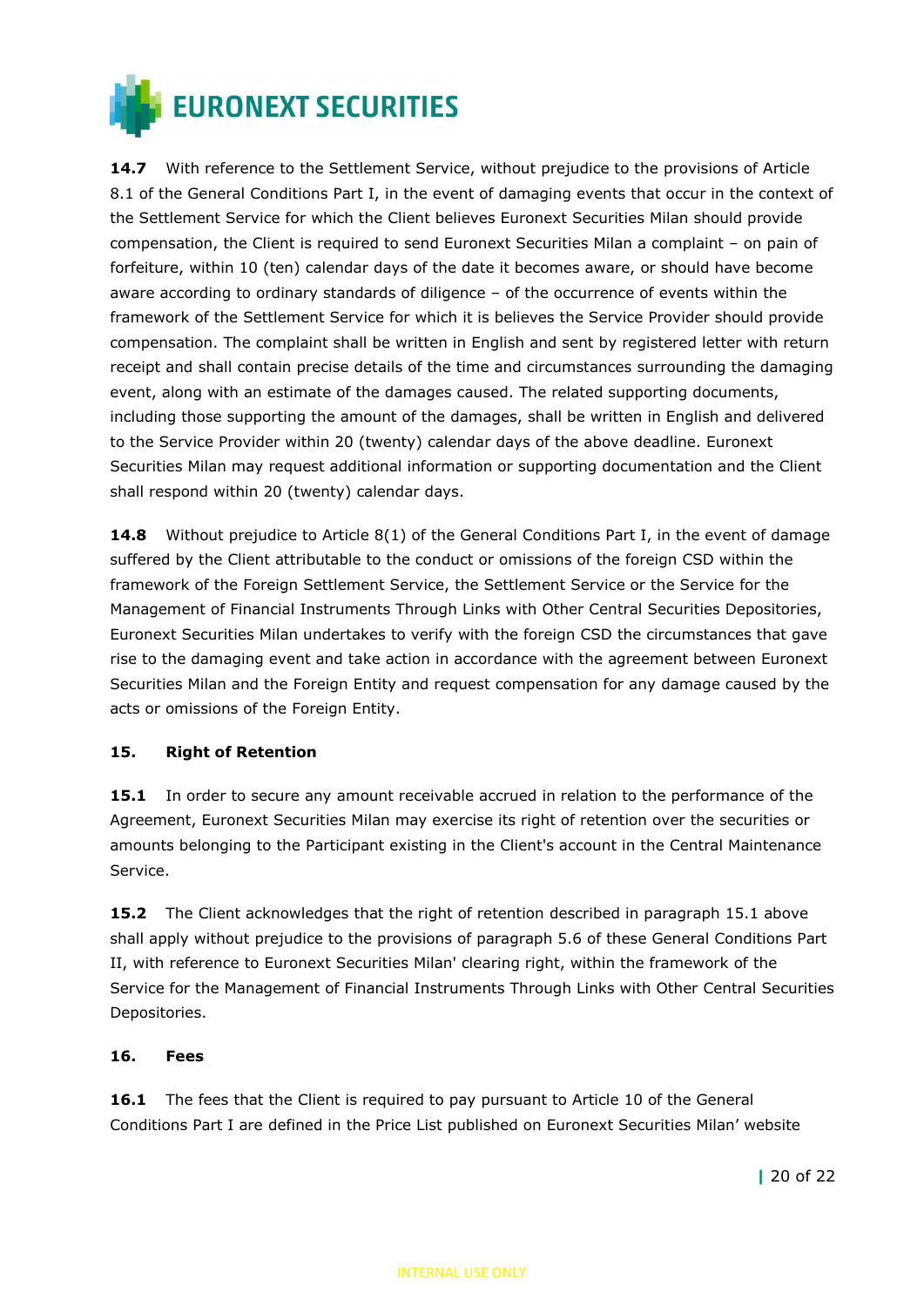**14.7** With reference to the Settlement Service, without prejudice to the provisions of Article 8.1 of the General Conditions Part I, in the event of damaging events that occur in the context of the Settlement Service for which the Client believes Euronext Securities Milan should provide compensation, the Client is required to send Euronext Securities Milan a complaint – on pain of forfeiture, within 10 (ten) calendar days of the date it becomes aware, or should have become aware according to ordinary standards of diligence – of the occurrence of events within the framework of the Settlement Service for which it is believes the Service Provider should provide compensation. The complaint shall be written in English and sent by registered letter with return receipt and shall contain precise details of the time and circumstances surrounding the damaging event, along with an estimate of the damages caused. The related supporting documents, including those supporting the amount of the damages, shall be written in English and delivered to the Service Provider within 20 (twenty) calendar days of the above deadline. Euronext Securities Milan may request additional information or supporting documentation and the Client shall respond within 20 (twenty) calendar days.

**14.8** Without prejudice to Article 8(1) of the General Conditions Part I, in the event of damage suffered by the Client attributable to the conduct or omissions of the foreign CSD within the framework of the Foreign Settlement Service, the Settlement Service or the Service for the Management of Financial Instruments Through Links with Other Central Securities Depositories, Euronext Securities Milan undertakes to verify with the foreign CSD the circumstances that gave rise to the damaging event and take action in accordance with the agreement between Euronext Securities Milan and the Foreign Entity and request compensation for any damage caused by the acts or omissions of the Foreign Entity.

## 15. Right of Retention

**15.1** In order to secure any amount receivable accrued in relation to the performance of the Agreement, Euronext Securities Milan may exercise its right of retention over the securities or amounts belonging to the Participant existing in the Client's account in the Central Maintenance Service.

**15.2** The Client acknowledges that the right of retention described in paragraph 15.1 above shall apply without prejudice to the provisions of paragraph 5.6 of these General Conditions Part II, with reference to Euronext Securities Milan' clearing right, within the framework of the Service for the Management of Financial Instruments Through Links with Other Central Securities Depositories.

## 16. Fees

**16.1** The fees that the Client is required to pay pursuant to Article 10 of the General Conditions Part I are defined in the Price List published on Euronext Securities Milan' website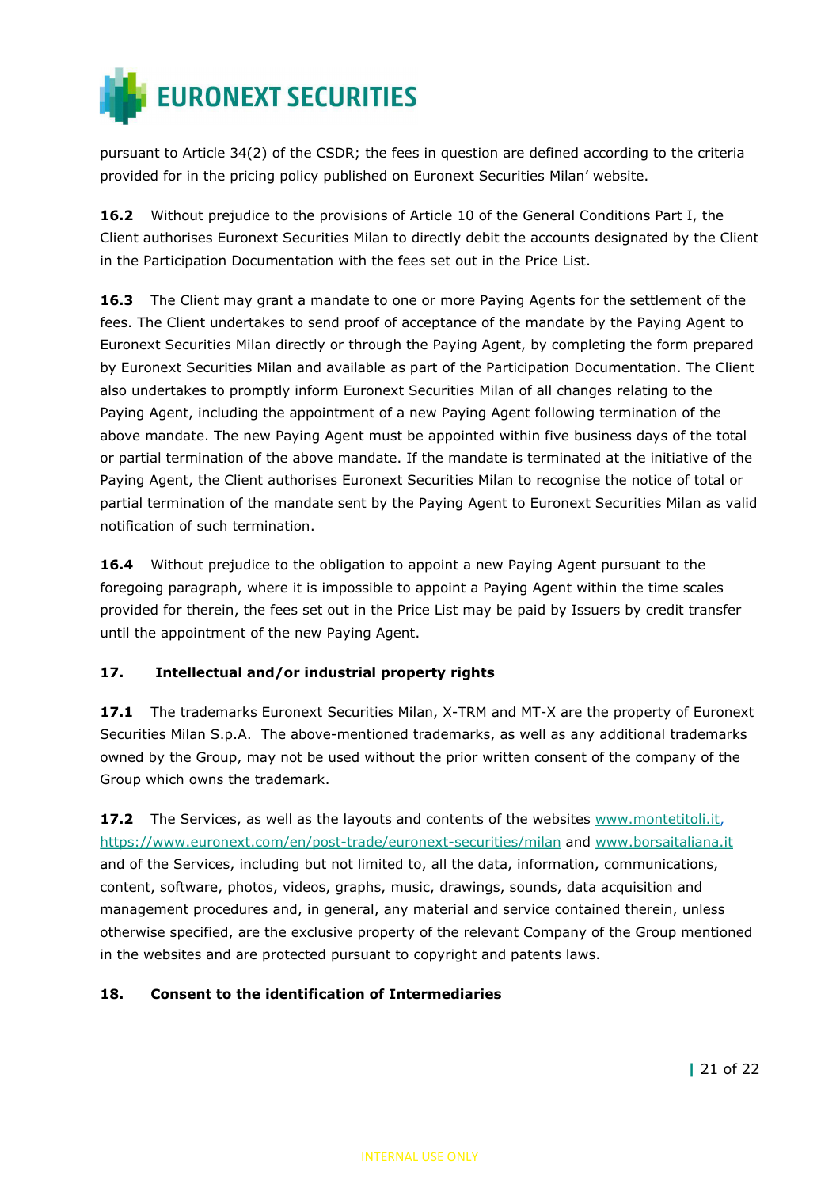pursuant to Article 34(2) of the CSDR; the fees in question are defined according to the criteria provided for in the pricing policy published on Euronext Securities Milan' website.

**16.2** Without prejudice to the provisions of Article 10 of the General Conditions Part I, the Client authorises Euronext Securities Milan to directly debit the accounts designated by the Client in the Participation Documentation with the fees set out in the Price List.

**16.3** The Client may grant a mandate to one or more Paying Agents for the settlement of the fees. The Client undertakes to send proof of acceptance of the mandate by the Paying Agent to Euronext Securities Milan directly or through the Paying Agent, by completing the form prepared by Euronext Securities Milan and available as part of the Participation Documentation. The Client also undertakes to promptly inform Euronext Securities Milan of all changes relating to the Paying Agent, including the appointment of a new Paying Agent following termination of the above mandate. The new Paying Agent must be appointed within five business days of the total or partial termination of the above mandate. If the mandate is terminated at the initiative of the Paying Agent, the Client authorises Euronext Securities Milan to recognise the notice of total or partial termination of the mandate sent by the Paying Agent to Euronext Securities Milan as valid notification of such termination.

**16.4** Without prejudice to the obligation to appoint a new Paying Agent pursuant to the foregoing paragraph, where it is impossible to appoint a Paying Agent within the time scales provided for therein, the fees set out in the Price List may be paid by Issuers by credit transfer until the appointment of the new Paying Agent.

## 17. Intellectual and/or industrial property rights

**17.1** The trademarks Euronext Securities Milan, X-TRM and MT-X are the property of Euronext Securities Milan S.p.A. The above-mentioned trademarks, as well as any additional trademarks owned by the Group, may not be used without the prior written consent of the company of the Group which owns the trademark.

**17.2** The Services, as well as the layouts and contents of the websites [www.montetitoli.it,](http://www.montetitoli.it) [https://www.euronext.com/en/post-trade/euronext-securities/milan](https://www.euronext.com/en/post-trade/euronext-securities/milan) and [www.borsaitaliana.it](http://www.borsaitaliana.it) and of the Services, including but not limited to, all the data, information, communications, content, software, photos, videos, graphs, music, drawings, sounds, data acquisition and management procedures and, in general, any material and service contained therein, unless otherwise specified, are the exclusive property of the relevant Company of the Group mentioned in the websites and are protected pursuant to copyright and patents laws.

## 18. Consent to the identification of Intermediaries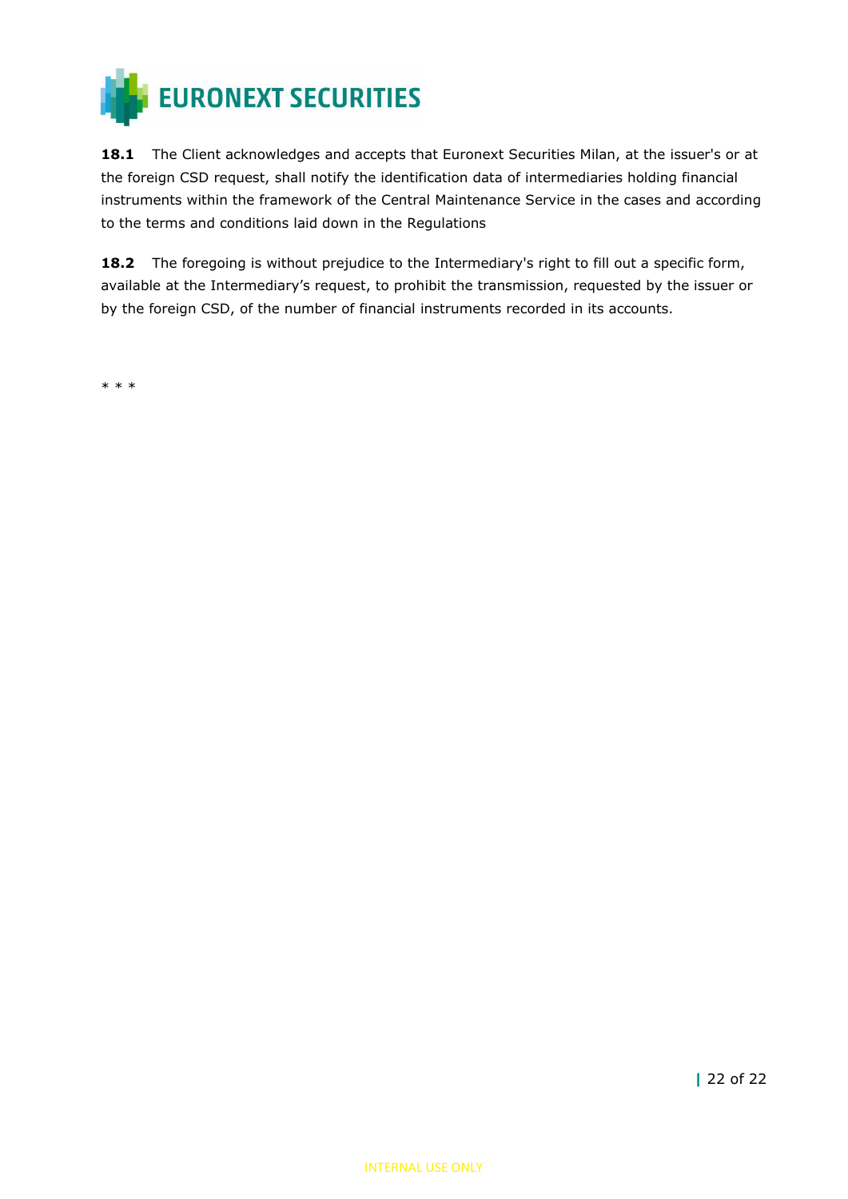**18.1** The Client acknowledges and accepts that Euronext Securities Milan, at the issuer's or at the foreign CSD request, shall notify the identification data of intermediaries holding financial instruments within the framework of the Central Maintenance Service in the cases and according to the terms and conditions laid down in the Regulations

**18.2** The foregoing is without prejudice to the Intermediary's right to fill out a specific form, available at the Intermediary's request, to prohibit the transmission, requested by the issuer or by the foreign CSD, of the number of financial instruments recorded in its accounts.

* * *